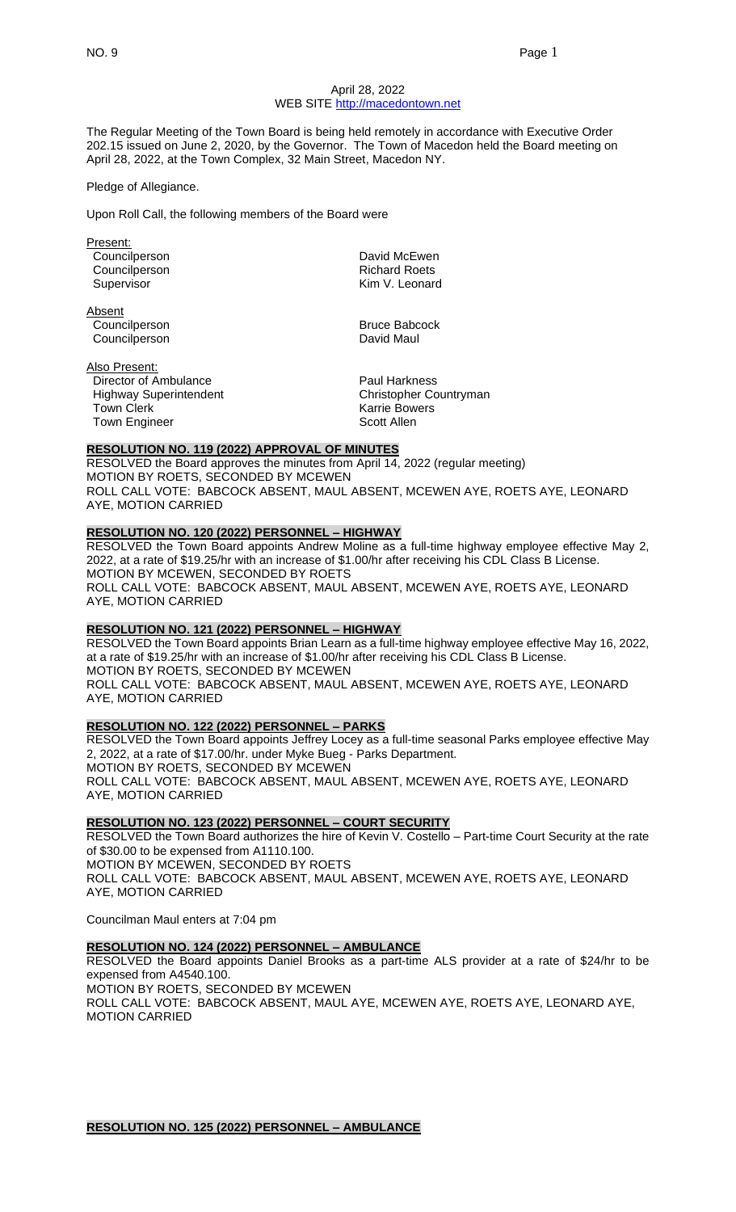April 28, 2022
WEB SITE http://macedontown.net

The Regular Meeting of the Town Board is being held remotely in accordance with Executive Order 202.15 issued on June 2, 2020, by the Governor. The Town of Macedon held the Board meeting on April 28, 2022, at the Town Complex, 32 Main Street, Macedon NY.

Pledge of Allegiance.

Upon Roll Call, the following members of the Board were

Present:

| | |
|---|---|
| Councilperson | David McEwen |
| Councilperson | Richard Roets |
| Supervisor | Kim V. Leonard |

Absent

| | |
|---|---|
| Councilperson | Bruce Babcock |
| Councilperson | David Maul |

Also Present:

| | |
|---|---|
| Director of Ambulance | Paul Harkness |
| Highway Superintendent | Christopher Countryman |
| Town Clerk | Karrie Bowers |
| Town Engineer | Scott Allen |

**RESOLUTION NO. 119 (2022) APPROVAL OF MINUTES**

RESOLVED the Board approves the minutes from April 14, 2022 (regular meeting)
MOTION BY ROETS, SECONDED BY MCEWEN
ROLL CALL VOTE: BABCOCK ABSENT, MAUL ABSENT, MCEWEN AYE, ROETS AYE, LEONARD AYE, MOTION CARRIED

**RESOLUTION NO. 120 (2022) PERSONNEL – HIGHWAY**

RESOLVED the Town Board appoints Andrew Moline as a full-time highway employee effective May 2, 2022, at a rate of $19.25/hr with an increase of $1.00/hr after receiving his CDL Class B License.
MOTION BY MCEWEN, SECONDED BY ROETS
ROLL CALL VOTE: BABCOCK ABSENT, MAUL ABSENT, MCEWEN AYE, ROETS AYE, LEONARD AYE, MOTION CARRIED

**RESOLUTION NO. 121 (2022) PERSONNEL – HIGHWAY**

RESOLVED the Town Board appoints Brian Learn as a full-time highway employee effective May 16, 2022, at a rate of $19.25/hr with an increase of $1.00/hr after receiving his CDL Class B License.
MOTION BY ROETS, SECONDED BY MCEWEN
ROLL CALL VOTE: BABCOCK ABSENT, MAUL ABSENT, MCEWEN AYE, ROETS AYE, LEONARD AYE, MOTION CARRIED

**RESOLUTION NO. 122 (2022) PERSONNEL – PARKS**

RESOLVED the Town Board appoints Jeffrey Locey as a full-time seasonal Parks employee effective May 2, 2022, at a rate of $17.00/hr. under Myke Bueg - Parks Department.
MOTION BY ROETS, SECONDED BY MCEWEN
ROLL CALL VOTE: BABCOCK ABSENT, MAUL ABSENT, MCEWEN AYE, ROETS AYE, LEONARD AYE, MOTION CARRIED

**RESOLUTION NO. 123 (2022) PERSONNEL – COURT SECURITY**

RESOLVED the Town Board authorizes the hire of Kevin V. Costello – Part-time Court Security at the rate of $30.00 to be expensed from A1110.100.
MOTION BY MCEWEN, SECONDED BY ROETS
ROLL CALL VOTE: BABCOCK ABSENT, MAUL ABSENT, MCEWEN AYE, ROETS AYE, LEONARD AYE, MOTION CARRIED

Councilman Maul enters at 7:04 pm

**RESOLUTION NO. 124 (2022) PERSONNEL – AMBULANCE**

RESOLVED the Board appoints Daniel Brooks as a part-time ALS provider at a rate of $24/hr to be expensed from A4540.100.
MOTION BY ROETS, SECONDED BY MCEWEN
ROLL CALL VOTE: BABCOCK ABSENT, MAUL AYE, MCEWEN AYE, ROETS AYE, LEONARD AYE, MOTION CARRIED

**RESOLUTION NO. 125 (2022) PERSONNEL – AMBULANCE**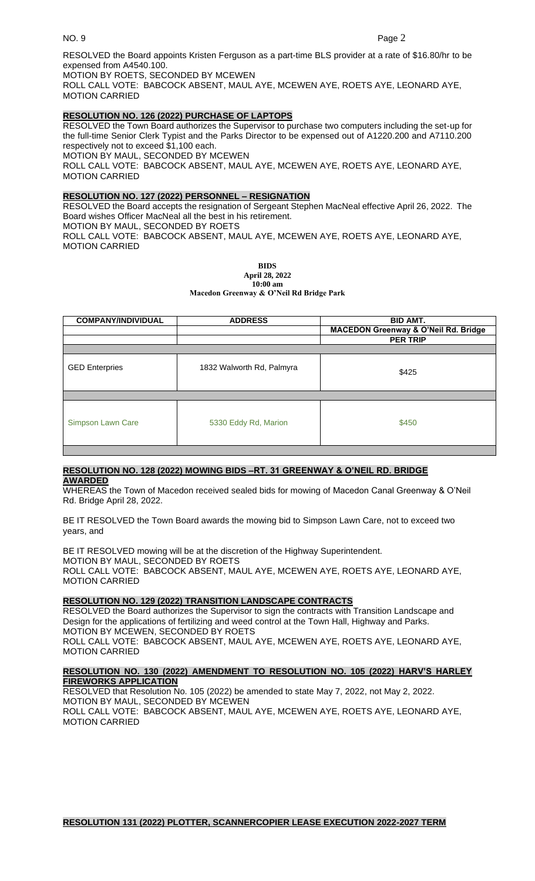RESOLVED the Board appoints Kristen Ferguson as a part-time BLS provider at a rate of $16.80/hr to be expensed from A4540.100.
MOTION BY ROETS, SECONDED BY MCEWEN
ROLL CALL VOTE: BABCOCK ABSENT, MAUL AYE, MCEWEN AYE, ROETS AYE, LEONARD AYE, MOTION CARRIED

**RESOLUTION NO. 126 (2022) PURCHASE OF LAPTOPS**

RESOLVED the Town Board authorizes the Supervisor to purchase two computers including the set-up for the full-time Senior Clerk Typist and the Parks Director to be expensed out of A1220.200 and A7110.200 respectively not to exceed $1,100 each.
MOTION BY MAUL, SECONDED BY MCEWEN
ROLL CALL VOTE: BABCOCK ABSENT, MAUL AYE, MCEWEN AYE, ROETS AYE, LEONARD AYE, MOTION CARRIED

**RESOLUTION NO. 127 (2022) PERSONNEL – RESIGNATION**

RESOLVED the Board accepts the resignation of Sergeant Stephen MacNeal effective April 26, 2022. The Board wishes Officer MacNeal all the best in his retirement.
MOTION BY MAUL, SECONDED BY ROETS
ROLL CALL VOTE: BABCOCK ABSENT, MAUL AYE, MCEWEN AYE, ROETS AYE, LEONARD AYE, MOTION CARRIED

**BIDS**
**April 28, 2022**
**10:00 am**
**Macedon Greenway & O'Neil Rd Bridge Park**

| COMPANY/INDIVIDUAL | ADDRESS | BID AMT. |
|---|---|---|
| | | **MACEDON Greenway & O'Neil Rd. Bridge** |
| | | **PER TRIP** |
| GED Enterprises | 1832 Walworth Rd, Palmyra | $425 |
| Simpson Lawn Care | 5330 Eddy Rd, Marion | $450 |

**RESOLUTION NO. 128 (2022) MOWING BIDS –RT. 31 GREENWAY & O'NEIL RD. BRIDGE AWARDED**

WHEREAS the Town of Macedon received sealed bids for mowing of Macedon Canal Greenway & O'Neil Rd. Bridge April 28, 2022.

BE IT RESOLVED the Town Board awards the mowing bid to Simpson Lawn Care, not to exceed two years, and

BE IT RESOLVED mowing will be at the discretion of the Highway Superintendent.
MOTION BY MAUL, SECONDED BY ROETS
ROLL CALL VOTE: BABCOCK ABSENT, MAUL AYE, MCEWEN AYE, ROETS AYE, LEONARD AYE, MOTION CARRIED

**RESOLUTION NO. 129 (2022) TRANSITION LANDSCAPE CONTRACTS**

RESOLVED the Board authorizes the Supervisor to sign the contracts with Transition Landscape and Design for the applications of fertilizing and weed control at the Town Hall, Highway and Parks.
MOTION BY MCEWEN, SECONDED BY ROETS
ROLL CALL VOTE: BABCOCK ABSENT, MAUL AYE, MCEWEN AYE, ROETS AYE, LEONARD AYE, MOTION CARRIED

**RESOLUTION NO. 130 (2022) AMENDMENT TO RESOLUTION NO. 105 (2022) HARV'S HARLEY FIREWORKS APPLICATION**

RESOLVED that Resolution No. 105 (2022) be amended to state May 7, 2022, not May 2, 2022.
MOTION BY MAUL, SECONDED BY MCEWEN
ROLL CALL VOTE: BABCOCK ABSENT, MAUL AYE, MCEWEN AYE, ROETS AYE, LEONARD AYE, MOTION CARRIED

**RESOLUTION 131 (2022) PLOTTER, SCANNERCOPIER LEASE EXECUTION 2022-2027 TERM**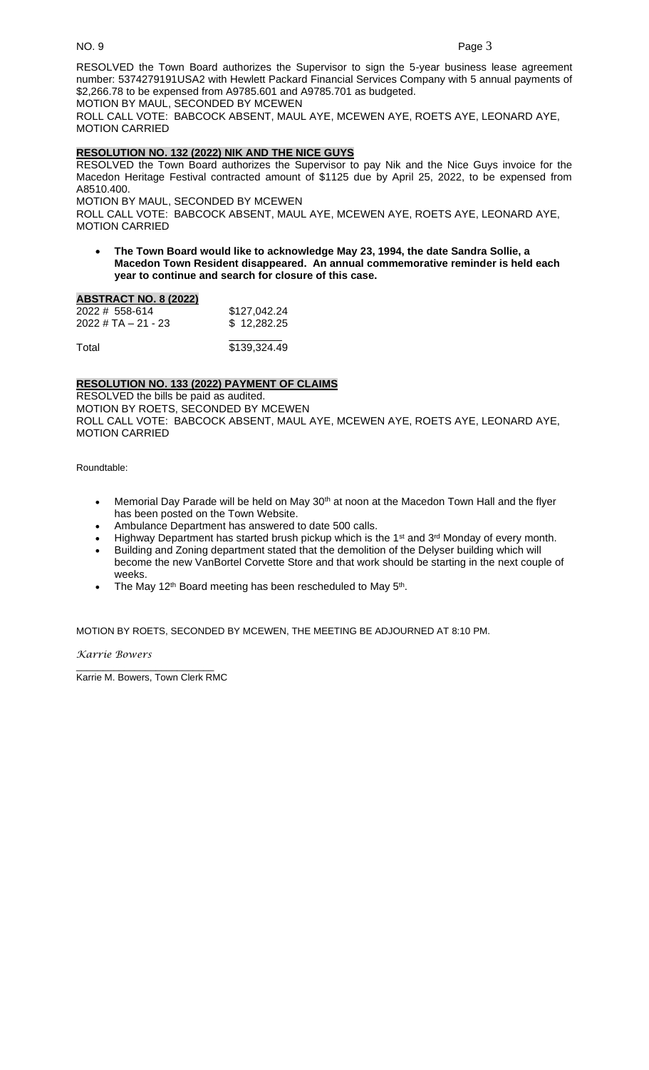RESOLVED the Town Board authorizes the Supervisor to sign the 5-year business lease agreement number: 5374279191USA2 with Hewlett Packard Financial Services Company with 5 annual payments of $2,266.78 to be expensed from A9785.601 and A9785.701 as budgeted.
MOTION BY MAUL, SECONDED BY MCEWEN
ROLL CALL VOTE: BABCOCK ABSENT, MAUL AYE, MCEWEN AYE, ROETS AYE, LEONARD AYE, MOTION CARRIED

**RESOLUTION NO. 132 (2022) NIK AND THE NICE GUYS**

RESOLVED the Town Board authorizes the Supervisor to pay Nik and the Nice Guys invoice for the Macedon Heritage Festival contracted amount of $1125 due by April 25, 2022, to be expensed from A8510.400.
MOTION BY MAUL, SECONDED BY MCEWEN
ROLL CALL VOTE: BABCOCK ABSENT, MAUL AYE, MCEWEN AYE, ROETS AYE, LEONARD AYE, MOTION CARRIED

- **The Town Board would like to acknowledge May 23, 1994, the date Sandra Sollie, a Macedon Town Resident disappeared. An annual commemorative reminder is held each year to continue and search for closure of this case.**

**ABSTRACT NO. 8 (2022)**

| | |
|---|---|
| 2022 # 558-614 | $127,042.24 |
| 2022 # TA – 21 - 23 | $ 12,282.25 |
| Total | $139,324.49 |

**RESOLUTION NO. 133 (2022) PAYMENT OF CLAIMS**

RESOLVED the bills be paid as audited.
MOTION BY ROETS, SECONDED BY MCEWEN
ROLL CALL VOTE: BABCOCK ABSENT, MAUL AYE, MCEWEN AYE, ROETS AYE, LEONARD AYE, MOTION CARRIED

Roundtable:

- Memorial Day Parade will be held on May 30th at noon at the Macedon Town Hall and the flyer has been posted on the Town Website.
- Ambulance Department has answered to date 500 calls.
- Highway Department has started brush pickup which is the 1st and 3rd Monday of every month.
- Building and Zoning department stated that the demolition of the Delyser building which will become the new VanBortel Corvette Store and that work should be starting in the next couple of weeks.
- The May 12th Board meeting has been rescheduled to May 5th.

MOTION BY ROETS, SECONDED BY MCEWEN, THE MEETING BE ADJOURNED AT 8:10 PM.

*Karrie Bowers*

Karrie M. Bowers, Town Clerk RMC